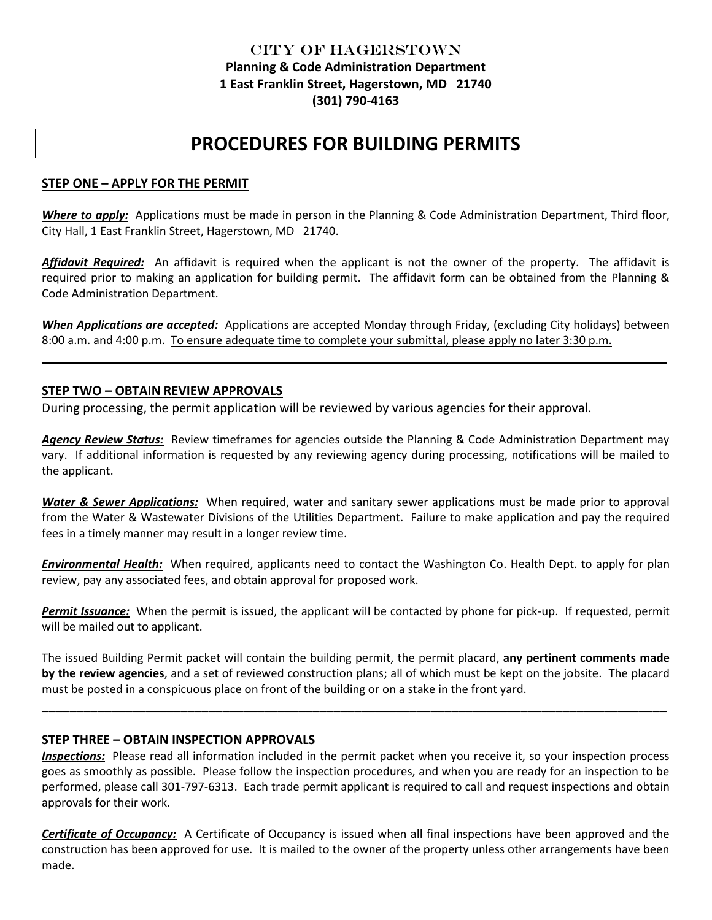CITY OF HAGERSTOWN

**Planning & Code Administration Department**
**1 East Franklin Street, Hagerstown, MD 21740**
**(301) 790-4163**

# PROCEDURES FOR BUILDING PERMITS

## STEP ONE – APPLY FOR THE PERMIT

***Where to apply:*** Applications must be made in person in the Planning & Code Administration Department, Third floor, City Hall, 1 East Franklin Street, Hagerstown, MD 21740.

***Affidavit Required:*** An affidavit is required when the applicant is not the owner of the property. The affidavit is required prior to making an application for building permit. The affidavit form can be obtained from the Planning & Code Administration Department.

***When Applications are accepted:*** Applications are accepted Monday through Friday, (excluding City holidays) between 8:00 a.m. and 4:00 p.m. To ensure adequate time to complete your submittal, please apply no later 3:30 p.m.

---

## STEP TWO – OBTAIN REVIEW APPROVALS

During processing, the permit application will be reviewed by various agencies for their approval.

***Agency Review Status:*** Review timeframes for agencies outside the Planning & Code Administration Department may vary. If additional information is requested by any reviewing agency during processing, notifications will be mailed to the applicant.

***Water & Sewer Applications:*** When required, water and sanitary sewer applications must be made prior to approval from the Water & Wastewater Divisions of the Utilities Department. Failure to make application and pay the required fees in a timely manner may result in a longer review time.

***Environmental Health:*** When required, applicants need to contact the Washington Co. Health Dept. to apply for plan review, pay any associated fees, and obtain approval for proposed work.

***Permit Issuance:*** When the permit is issued, the applicant will be contacted by phone for pick-up. If requested, permit will be mailed out to applicant.

The issued Building Permit packet will contain the building permit, the permit placard, **any pertinent comments made by the review agencies**, and a set of reviewed construction plans; all of which must be kept on the jobsite. The placard must be posted in a conspicuous place on front of the building or on a stake in the front yard.

---

## STEP THREE – OBTAIN INSPECTION APPROVALS

***Inspections:*** Please read all information included in the permit packet when you receive it, so your inspection process goes as smoothly as possible. Please follow the inspection procedures, and when you are ready for an inspection to be performed, please call 301-797-6313. Each trade permit applicant is required to call and request inspections and obtain approvals for their work.

***Certificate of Occupancy:*** A Certificate of Occupancy is issued when all final inspections have been approved and the construction has been approved for use. It is mailed to the owner of the property unless other arrangements have been made.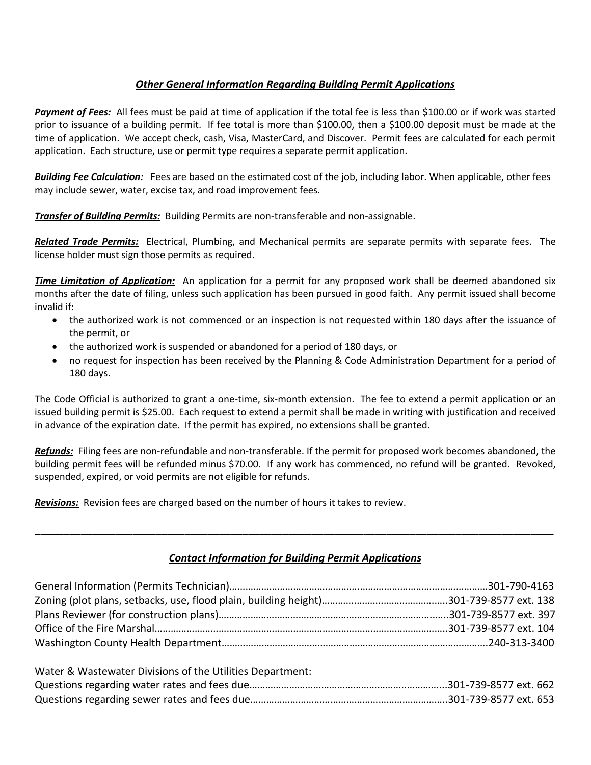## *Other General Information Regarding Building Permit Applications*

***Payment of Fees:*** All fees must be paid at time of application if the total fee is less than $100.00 or if work was started prior to issuance of a building permit. If fee total is more than $100.00, then a $100.00 deposit must be made at the time of application. We accept check, cash, Visa, MasterCard, and Discover. Permit fees are calculated for each permit application. Each structure, use or permit type requires a separate permit application.

***Building Fee Calculation:*** Fees are based on the estimated cost of the job, including labor. When applicable, other fees may include sewer, water, excise tax, and road improvement fees.

***Transfer of Building Permits:*** Building Permits are non-transferable and non-assignable.

***Related Trade Permits:*** Electrical, Plumbing, and Mechanical permits are separate permits with separate fees. The license holder must sign those permits as required.

***Time Limitation of Application:*** An application for a permit for any proposed work shall be deemed abandoned six months after the date of filing, unless such application has been pursued in good faith. Any permit issued shall become invalid if:

- the authorized work is not commenced or an inspection is not requested within 180 days after the issuance of the permit, or
- the authorized work is suspended or abandoned for a period of 180 days, or
- no request for inspection has been received by the Planning & Code Administration Department for a period of 180 days.

The Code Official is authorized to grant a one-time, six-month extension. The fee to extend a permit application or an issued building permit is $25.00. Each request to extend a permit shall be made in writing with justification and received in advance of the expiration date. If the permit has expired, no extensions shall be granted.

***Refunds:*** Filing fees are non-refundable and non-transferable. If the permit for proposed work becomes abandoned, the building permit fees will be refunded minus $70.00. If any work has commenced, no refund will be granted. Revoked, suspended, expired, or void permits are not eligible for refunds.

***Revisions:*** Revision fees are charged based on the number of hours it takes to review.

---

## *Contact Information for Building Permit Applications*

General Information (Permits Technician)……………………………………………………………………………………301-790-4163
Zoning (plot plans, setbacks, use, flood plain, building height)………………………………………..301-739-8577 ext. 138
Plans Reviewer (for construction plans)…………………………………………………………………..…..301-739-8577 ext. 397
Office of the Fire Marshal………………………………………………………………………………………….301-739-8577 ext. 104
Washington County Health Department………………………………………………………………………………240-313-3400

Water & Wastewater Divisions of the Utilities Department:
Questions regarding water rates and fees due…………………………………………………..…………..301-739-8577 ext. 662
Questions regarding sewer rates and fees due………………………………………………………………..301-739-8577 ext. 653